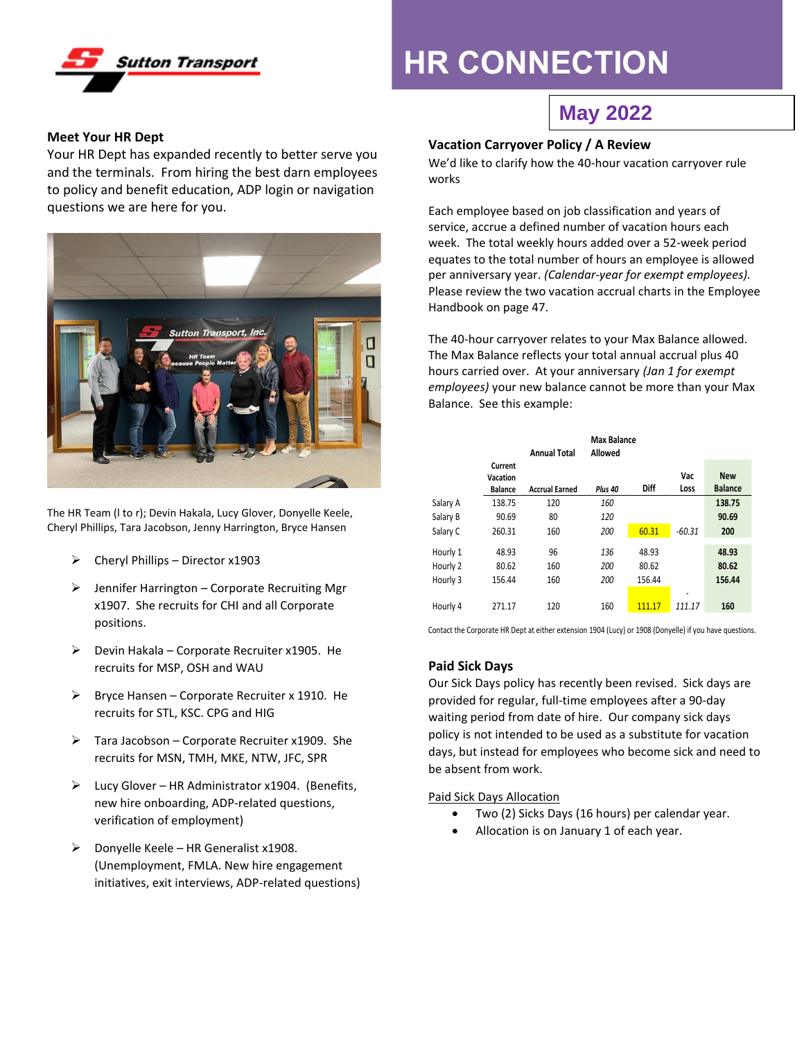# HR CONNECTION

**May 2022**

## Meet Your HR Dept

Your HR Dept has expanded recently to better serve you and the terminals. From hiring the best darn employees to policy and benefit education, ADP login or navigation questions we are here for you.

The HR Team (l to r); Devin Hakala, Lucy Glover, Donyelle Keele, Cheryl Phillips, Tara Jacobson, Jenny Harrington, Bryce Hansen

- Cheryl Phillips – Director x1903
- Jennifer Harrington – Corporate Recruiting Mgr x1907. She recruits for CHI and all Corporate positions.
- Devin Hakala – Corporate Recruiter x1905. He recruits for MSP, OSH and WAU
- Bryce Hansen – Corporate Recruiter x 1910. He recruits for STL, KSC. CPG and HIG
- Tara Jacobson – Corporate Recruiter x1909. She recruits for MSN, TMH, MKE, NTW, JFC, SPR
- Lucy Glover – HR Administrator x1904. (Benefits, new hire onboarding, ADP-related questions, verification of employment)
- Donyelle Keele – HR Generalist x1908. (Unemployment, FMLA. New hire engagement initiatives, exit interviews, ADP-related questions)

## Vacation Carryover Policy / A Review

We'd like to clarify how the 40-hour vacation carryover rule works

Each employee based on job classification and years of service, accrue a defined number of vacation hours each week. The total weekly hours added over a 52-week period equates to the total number of hours an employee is allowed per anniversary year. *(Calendar-year for exempt employees).* Please review the two vacation accrual charts in the Employee Handbook on page 47.

The 40-hour carryover relates to your Max Balance allowed. The Max Balance reflects your total annual accrual plus 40 hours carried over. At your anniversary *(Jan 1 for exempt employees)* your new balance cannot be more than your Max Balance. See this example:

| | Current Vacation Balance | Annual Total Accrual Earned | Max Balance Allowed *Plus 40* | Diff | Vac Loss | New Balance |
|---|---|---|---|---|---|---|
| Salary A | 138.75 | 120 | *160* | | | **138.75** |
| Salary B | 90.69 | 80 | *120* | | | **90.69** |
| Salary C | 260.31 | 160 | *200* | 60.31 | *-60.31* | **200** |
| Hourly 1 | 48.93 | 96 | *136* | 48.93 | | **48.93** |
| Hourly 2 | 80.62 | 160 | *200* | 80.62 | | **80.62** |
| Hourly 3 | 156.44 | 160 | *200* | 156.44 | | **156.44** |
| Hourly 4 | 271.17 | 120 | 160 | 111.17 | *-111.17* | **160** |

Contact the Corporate HR Dept at either extension 1904 (Lucy) or 1908 (Donyelle) if you have questions.

## Paid Sick Days

Our Sick Days policy has recently been revised. Sick days are provided for regular, full-time employees after a 90-day waiting period from date of hire. Our company sick days policy is not intended to be used as a substitute for vacation days, but instead for employees who become sick and need to be absent from work.

Paid Sick Days Allocation

- Two (2) Sicks Days (16 hours) per calendar year.
- Allocation is on January 1 of each year.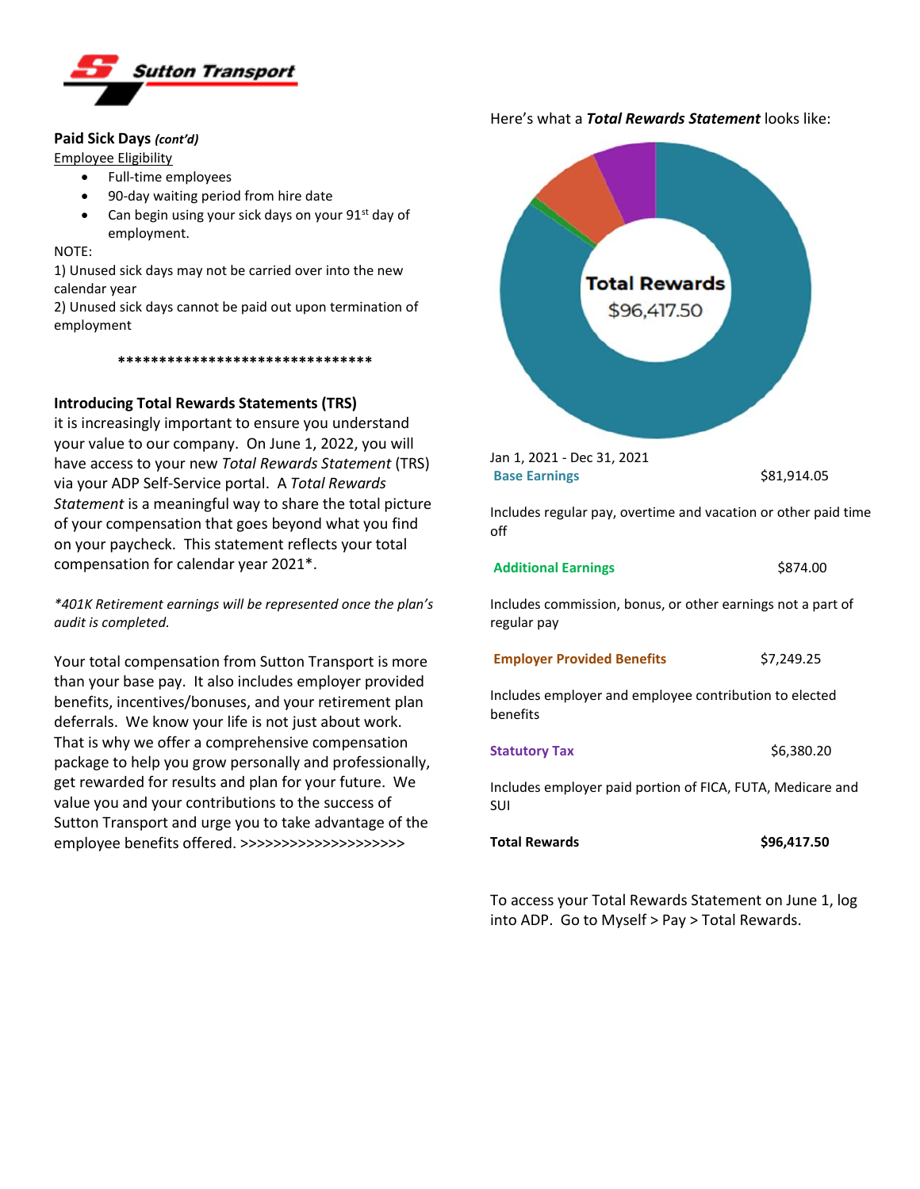**Paid Sick Days** ***(cont'd)***

Employee Eligibility

- Full-time employees
- 90-day waiting period from hire date
- Can begin using your sick days on your 91st day of employment.

NOTE:

1) Unused sick days may not be carried over into the new calendar year
2) Unused sick days cannot be paid out upon termination of employment

*******************************

**Introducing Total Rewards Statements (TRS)**

it is increasingly important to ensure you understand your value to our company. On June 1, 2022, you will have access to your new *Total Rewards Statement* (TRS) via your ADP Self-Service portal. A *Total Rewards Statement* is a meaningful way to share the total picture of your compensation that goes beyond what you find on your paycheck. This statement reflects your total compensation for calendar year 2021*.

**401K Retirement earnings will be represented once the plan's audit is completed.*

Your total compensation from Sutton Transport is more than your base pay. It also includes employer provided benefits, incentives/bonuses, and your retirement plan deferrals. We know your life is not just about work. That is why we offer a comprehensive compensation package to help you grow personally and professionally, get rewarded for results and plan for your future. We value you and your contributions to the success of Sutton Transport and urge you to take advantage of the employee benefits offered. >>>>>>>>>>>>>>>>>>>>

Here's what a ***Total Rewards Statement*** looks like:

Total Rewards

$96,417.50

Jan 1, 2021 - Dec 31, 2021

| | |
|---|---|
| **Base Earnings** | $81,914.05 |
| Includes regular pay, overtime and vacation or other paid time off | |
| **Additional Earnings** | $874.00 |
| Includes commission, bonus, or other earnings not a part of regular pay | |
| **Employer Provided Benefits** | $7,249.25 |
| Includes employer and employee contribution to elected benefits | |
| **Statutory Tax** | $6,380.20 |
| Includes employer paid portion of FICA, FUTA, Medicare and SUI | |
| **Total Rewards** | **$96,417.50** |

To access your Total Rewards Statement on June 1, log into ADP. Go to Myself > Pay > Total Rewards.